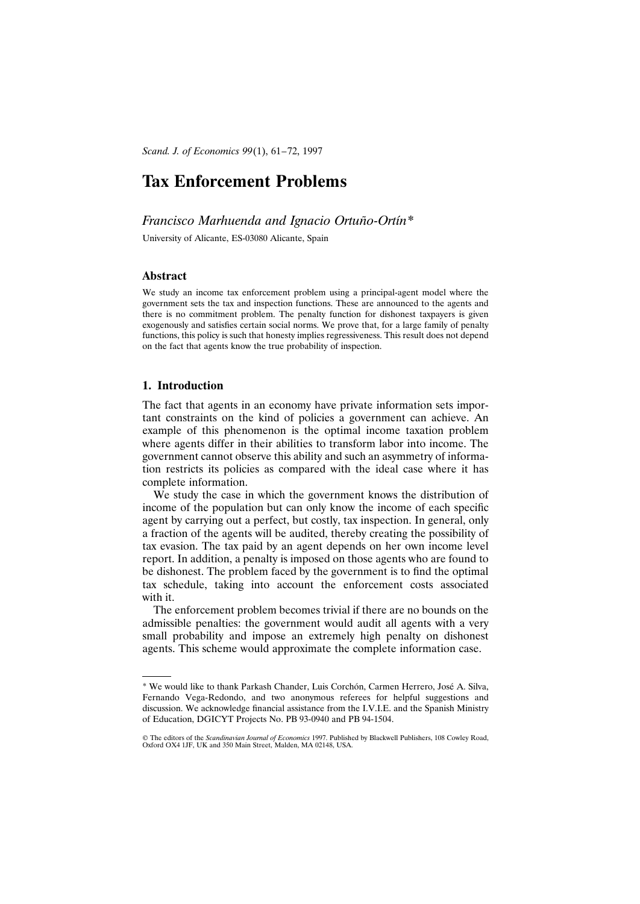# Tax Enforcement Problems

*Francisco Marhuenda and Ignacio Ortuño-Ortín\**

University of Alicante, ES-03080 Alicante, Spain

## Abstract

We study an income tax enforcement problem using a principal-agent model where the government sets the tax and inspection functions. These are announced to the agents and there is no commitment problem. The penalty function for dishonest taxpayers is given exogenously and satisfies certain social norms. We prove that, for a large family of penalty functions, this policy is such that honesty implies regressiveness. This result does not depend on the fact that agents know the true probability of inspection.

## 1. Introduction

The fact that agents in an economy have private information sets important constraints on the kind of policies a government can achieve. An example of this phenomenon is the optimal income taxation problem where agents differ in their abilities to transform labor into income. The government cannot observe this ability and such an asymmetry of information restricts its policies as compared with the ideal case where it has complete information.

We study the case in which the government knows the distribution of income of the population but can only know the income of each specific agent by carrying out a perfect, but costly, tax inspection. In general, only a fraction of the agents will be audited, thereby creating the possibility of tax evasion. The tax paid by an agent depends on her own income level report. In addition, a penalty is imposed on those agents who are found to be dishonest. The problem faced by the government is to find the optimal tax schedule, taking into account the enforcement costs associated with it.

The enforcement problem becomes trivial if there are no bounds on the admissible penalties: the government would audit all agents with a very small probability and impose an extremely high penalty on dishonest agents. This scheme would approximate the complete information case.

---

\* We would like to thank Parkash Chander, Luis Corchón, Carmen Herrero, José A. Silva, Fernando Vega-Redondo, and two anonymous referees for helpful suggestions and discussion. We acknowledge financial assistance from the I.V.I.E. and the Spanish Ministry of Education, DGICYT Projects No. PB 93-0940 and PB 94-1504.

© The editors of the *Scandinavian Journal of Economics* 1997. Published by Blackwell Publishers, 108 Cowley Road, Oxford OX4 1JF, UK and 350 Main Street, Malden, MA 02148, USA.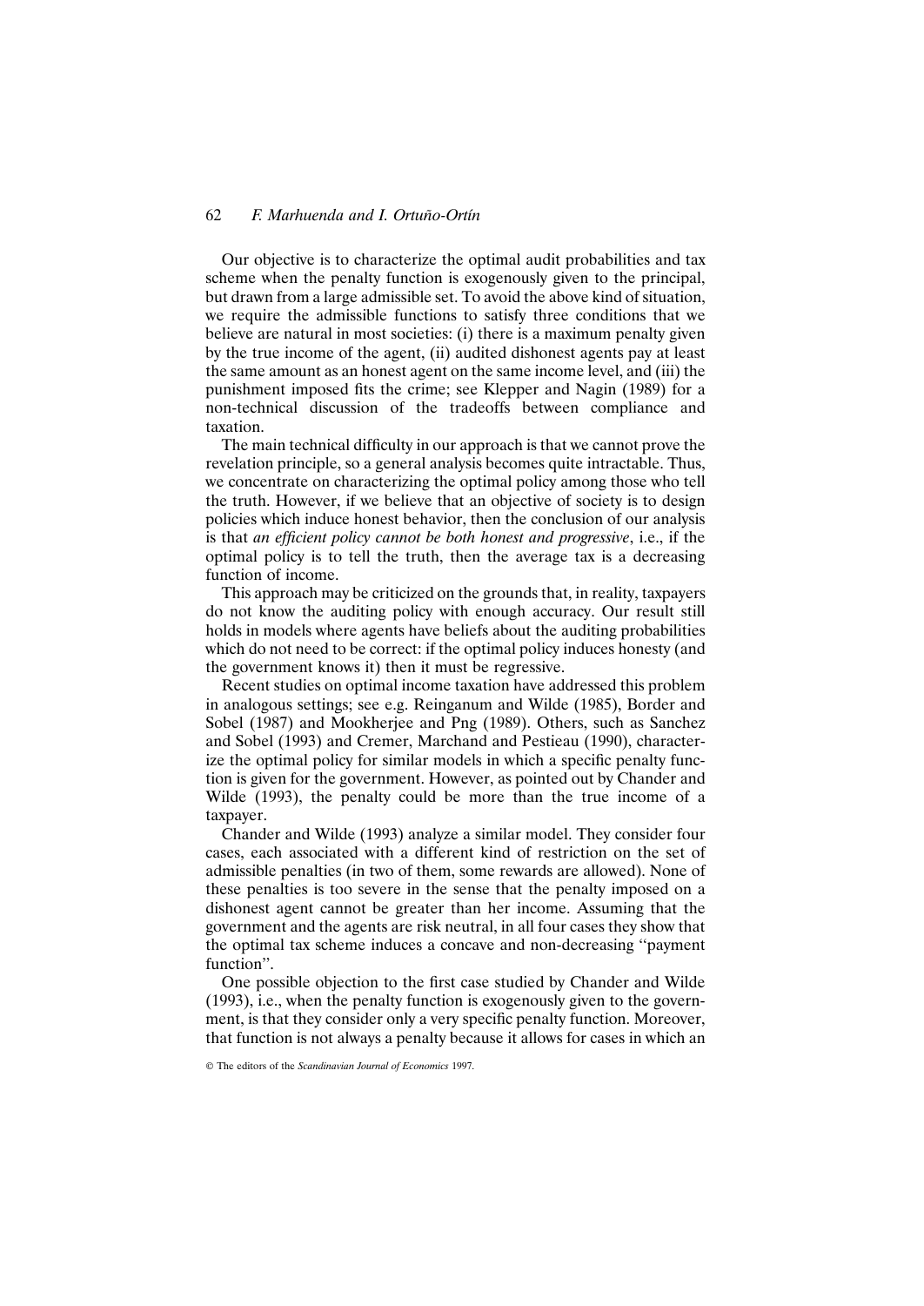Our objective is to characterize the optimal audit probabilities and tax scheme when the penalty function is exogenously given to the principal, but drawn from a large admissible set. To avoid the above kind of situation, we require the admissible functions to satisfy three conditions that we believe are natural in most societies: (i) there is a maximum penalty given by the true income of the agent, (ii) audited dishonest agents pay at least the same amount as an honest agent on the same income level, and (iii) the punishment imposed fits the crime; see Klepper and Nagin (1989) for a non-technical discussion of the tradeoffs between compliance and taxation.

The main technical difficulty in our approach is that we cannot prove the revelation principle, so a general analysis becomes quite intractable. Thus, we concentrate on characterizing the optimal policy among those who tell the truth. However, if we believe that an objective of society is to design policies which induce honest behavior, then the conclusion of our analysis is that *an efficient policy cannot be both honest and progressive*, i.e., if the optimal policy is to tell the truth, then the average tax is a decreasing function of income.

This approach may be criticized on the grounds that, in reality, taxpayers do not know the auditing policy with enough accuracy. Our result still holds in models where agents have beliefs about the auditing probabilities which do not need to be correct: if the optimal policy induces honesty (and the government knows it) then it must be regressive.

Recent studies on optimal income taxation have addressed this problem in analogous settings; see e.g. Reinganum and Wilde (1985), Border and Sobel (1987) and Mookherjee and Png (1989). Others, such as Sanchez and Sobel (1993) and Cremer, Marchand and Pestieau (1990), characterize the optimal policy for similar models in which a specific penalty function is given for the government. However, as pointed out by Chander and Wilde (1993), the penalty could be more than the true income of a taxpayer.

Chander and Wilde (1993) analyze a similar model. They consider four cases, each associated with a different kind of restriction on the set of admissible penalties (in two of them, some rewards are allowed). None of these penalties is too severe in the sense that the penalty imposed on a dishonest agent cannot be greater than her income. Assuming that the government and the agents are risk neutral, in all four cases they show that the optimal tax scheme induces a concave and non-decreasing "payment function".

One possible objection to the first case studied by Chander and Wilde (1993), i.e., when the penalty function is exogenously given to the government, is that they consider only a very specific penalty function. Moreover, that function is not always a penalty because it allows for cases in which an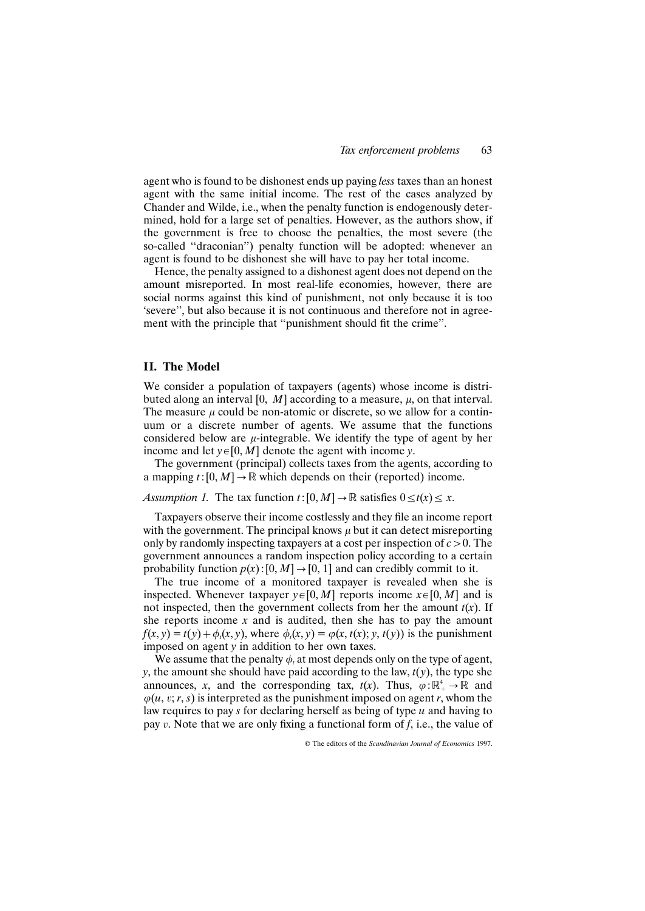agent who is found to be dishonest ends up paying *less* taxes than an honest agent with the same initial income. The rest of the cases analyzed by Chander and Wilde, i.e., when the penalty function is endogenously determined, hold for a large set of penalties. However, as the authors show, if the government is free to choose the penalties, the most severe (the so-called "draconian") penalty function will be adopted: whenever an agent is found to be dishonest she will have to pay her total income.

Hence, the penalty assigned to a dishonest agent does not depend on the amount misreported. In most real-life economies, however, there are social norms against this kind of punishment, not only because it is too 'severe", but also because it is not continuous and therefore not in agreement with the principle that "punishment should fit the crime".

## II. The Model

We consider a population of taxpayers (agents) whose income is distributed along an interval $[0, M]$ according to a measure, $\mu$, on that interval. The measure $\mu$ could be non-atomic or discrete, so we allow for a continuum or a discrete number of agents. We assume that the functions considered below are $\mu$-integrable. We identify the type of agent by her income and let $y \in [0, M]$ denote the agent with income $y$.

The government (principal) collects taxes from the agents, according to a mapping $t:[0, M] \rightarrow \mathbb{R}$ which depends on their (reported) income.

*Assumption 1.* The tax function $t:[0, M] \rightarrow \mathbb{R}$ satisfies $0 \leq t(x) \leq x$.

Taxpayers observe their income costlessly and they file an income report with the government. The principal knows $\mu$ but it can detect misreporting only by randomly inspecting taxpayers at a cost per inspection of $c > 0$. The government announces a random inspection policy according to a certain probability function $p(x):[0, M] \rightarrow [0, 1]$ and can credibly commit to it.

The true income of a monitored taxpayer is revealed when she is inspected. Whenever taxpayer $y \in [0, M]$ reports income $x \in [0, M]$ and is not inspected, then the government collects from her the amount $t(x)$. If she reports income $x$ and is audited, then she has to pay the amount $f(x, y) = t(y) + \phi_t(x, y)$, where $\phi_t(x, y) = \varphi(x, t(x); y, t(y))$ is the punishment imposed on agent $y$ in addition to her own taxes.

We assume that the penalty $\phi_t$ at most depends only on the type of agent, $y$, the amount she should have paid according to the law, $t(y)$, the type she announces, $x$, and the corresponding tax, $t(x)$. Thus, $\varphi:\mathbb{R}_+^4 \rightarrow \mathbb{R}$ and $\varphi(u, v; r, s)$ is interpreted as the punishment imposed on agent $r$, whom the law requires to pay $s$ for declaring herself as being of type $u$ and having to pay $v$. Note that we are only fixing a functional form of $f$, i.e., the value of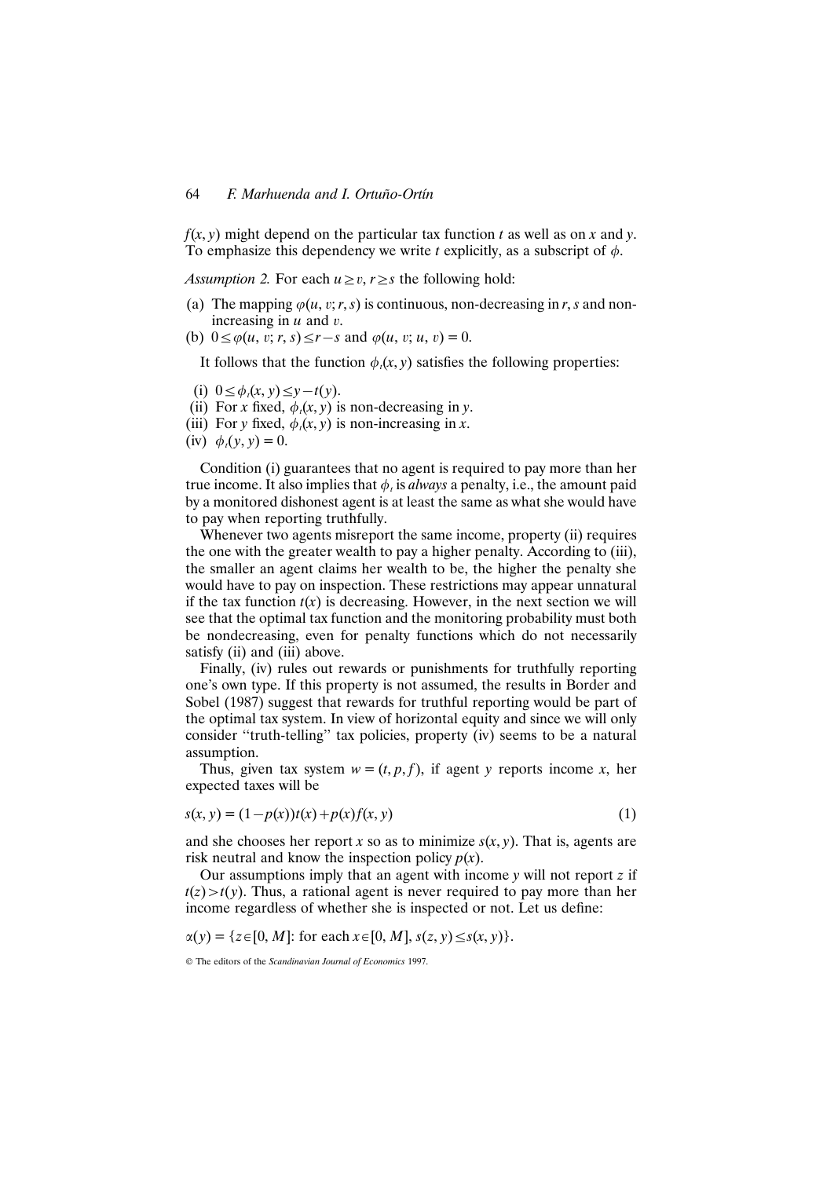$f(x, y)$ might depend on the particular tax function $t$ as well as on $x$ and $y$. To emphasize this dependency we write $t$ explicitly, as a subscript of $\phi$.

*Assumption 2.* For each $u \geq v$, $r \geq s$ the following hold:

(a) The mapping $\varphi(u, v; r, s)$ is continuous, non-decreasing in $r$, $s$ and non-increasing in $u$ and $v$.

(b) $0 \leq \varphi(u, v; r, s) \leq r - s$ and $\varphi(u, v; u, v) = 0$.

It follows that the function $\phi_t(x, y)$ satisfies the following properties:

(i) $0 \leq \phi_t(x, y) \leq y - t(y)$.

(ii) For $x$ fixed, $\phi_t(x, y)$ is non-decreasing in $y$.

(iii) For $y$ fixed, $\phi_t(x, y)$ is non-increasing in $x$.

(iv) $\phi_t(y, y) = 0$.

Condition (i) guarantees that no agent is required to pay more than her true income. It also implies that $\phi_t$ is *always* a penalty, i.e., the amount paid by a monitored dishonest agent is at least the same as what she would have to pay when reporting truthfully.

Whenever two agents misreport the same income, property (ii) requires the one with the greater wealth to pay a higher penalty. According to (iii), the smaller an agent claims her wealth to be, the higher the penalty she would have to pay on inspection. These restrictions may appear unnatural if the tax function $t(x)$ is decreasing. However, in the next section we will see that the optimal tax function and the monitoring probability must both be nondecreasing, even for penalty functions which do not necessarily satisfy (ii) and (iii) above.

Finally, (iv) rules out rewards or punishments for truthfully reporting one's own type. If this property is not assumed, the results in Border and Sobel (1987) suggest that rewards for truthful reporting would be part of the optimal tax system. In view of horizontal equity and since we will only consider "truth-telling" tax policies, property (iv) seems to be a natural assumption.

Thus, given tax system $w = (t, p, f)$, if agent $y$ reports income $x$, her expected taxes will be

$$s(x, y) = (1 - p(x))t(x) + p(x)f(x, y) \tag{1}$$

and she chooses her report $x$ so as to minimize $s(x, y)$. That is, agents are risk neutral and know the inspection policy $p(x)$.

Our assumptions imply that an agent with income $y$ will not report $z$ if $t(z) > t(y)$. Thus, a rational agent is never required to pay more than her income regardless of whether she is inspected or not. Let us define:

$$\alpha(y) = \{z \in [0, M]\text{: for each } x \in [0, M],\ s(z, y) \leq s(x, y)\}.$$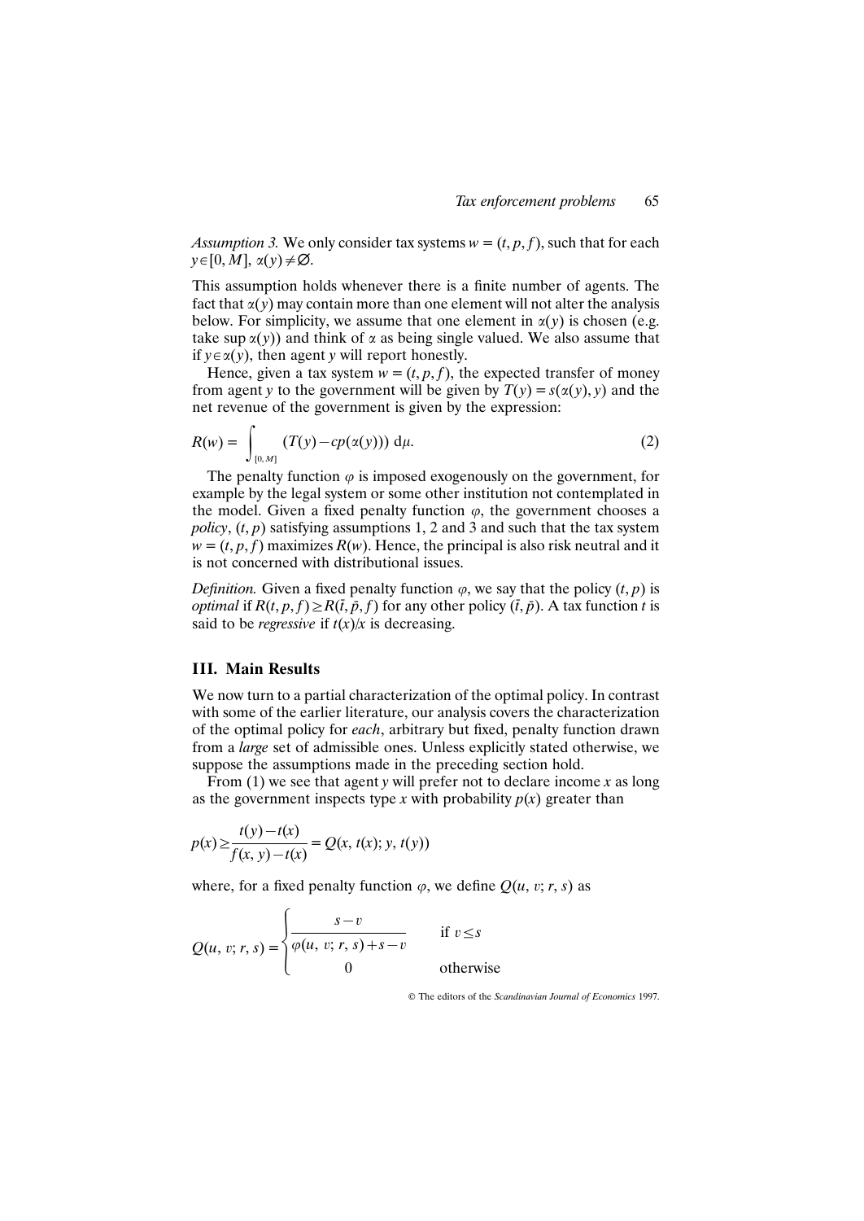*Assumption 3.* We only consider tax systems $w = (t, p, f)$, such that for each $y \in [0, M]$, $\alpha(y) \neq \varnothing$.

This assumption holds whenever there is a finite number of agents. The fact that $\alpha(y)$ may contain more than one element will not alter the analysis below. For simplicity, we assume that one element in $\alpha(y)$ is chosen (e.g. take $\sup \alpha(y)$) and think of $\alpha$ as being single valued. We also assume that if $y \in \alpha(y)$, then agent $y$ will report honestly.

Hence, given a tax system $w = (t, p, f)$, the expected transfer of money from agent $y$ to the government will be given by $T(y) = s(\alpha(y), y)$ and the net revenue of the government is given by the expression:

$$R(w) = \int_{[0,M]} (T(y) - cp(\alpha(y)))\, \mathrm{d}\mu. \tag{2}$$

The penalty function $\varphi$ is imposed exogenously on the government, for example by the legal system or some other institution not contemplated in the model. Given a fixed penalty function $\varphi$, the government chooses a *policy*, $(t, p)$ satisfying assumptions 1, 2 and 3 and such that the tax system $w = (t, p, f)$ maximizes $R(w)$. Hence, the principal is also risk neutral and it is not concerned with distributional issues.

*Definition.* Given a fixed penalty function $\varphi$, we say that the policy $(t, p)$ is *optimal* if $R(t, p, f) \geq R(\bar{t}, \bar{p}, f)$ for any other policy $(\bar{t}, \bar{p})$. A tax function $t$ is said to be *regressive* if $t(x)/x$ is decreasing.

## III. Main Results

We now turn to a partial characterization of the optimal policy. In contrast with some of the earlier literature, our analysis covers the characterization of the optimal policy for *each*, arbitrary but fixed, penalty function drawn from a *large* set of admissible ones. Unless explicitly stated otherwise, we suppose the assumptions made in the preceding section hold.

From (1) we see that agent $y$ will prefer not to declare income $x$ as long as the government inspects type $x$ with probability $p(x)$ greater than

$$p(x) \geq \frac{t(y) - t(x)}{f(x, y) - t(x)} = Q(x, t(x); y, t(y))$$

where, for a fixed penalty function $\varphi$, we define $Q(u, v; r, s)$ as

$$Q(u, v; r, s) = \begin{cases} \dfrac{s - v}{\varphi(u, v; r, s) + s - v} & \text{if } v \leq s \\ 0 & \text{otherwise} \end{cases}$$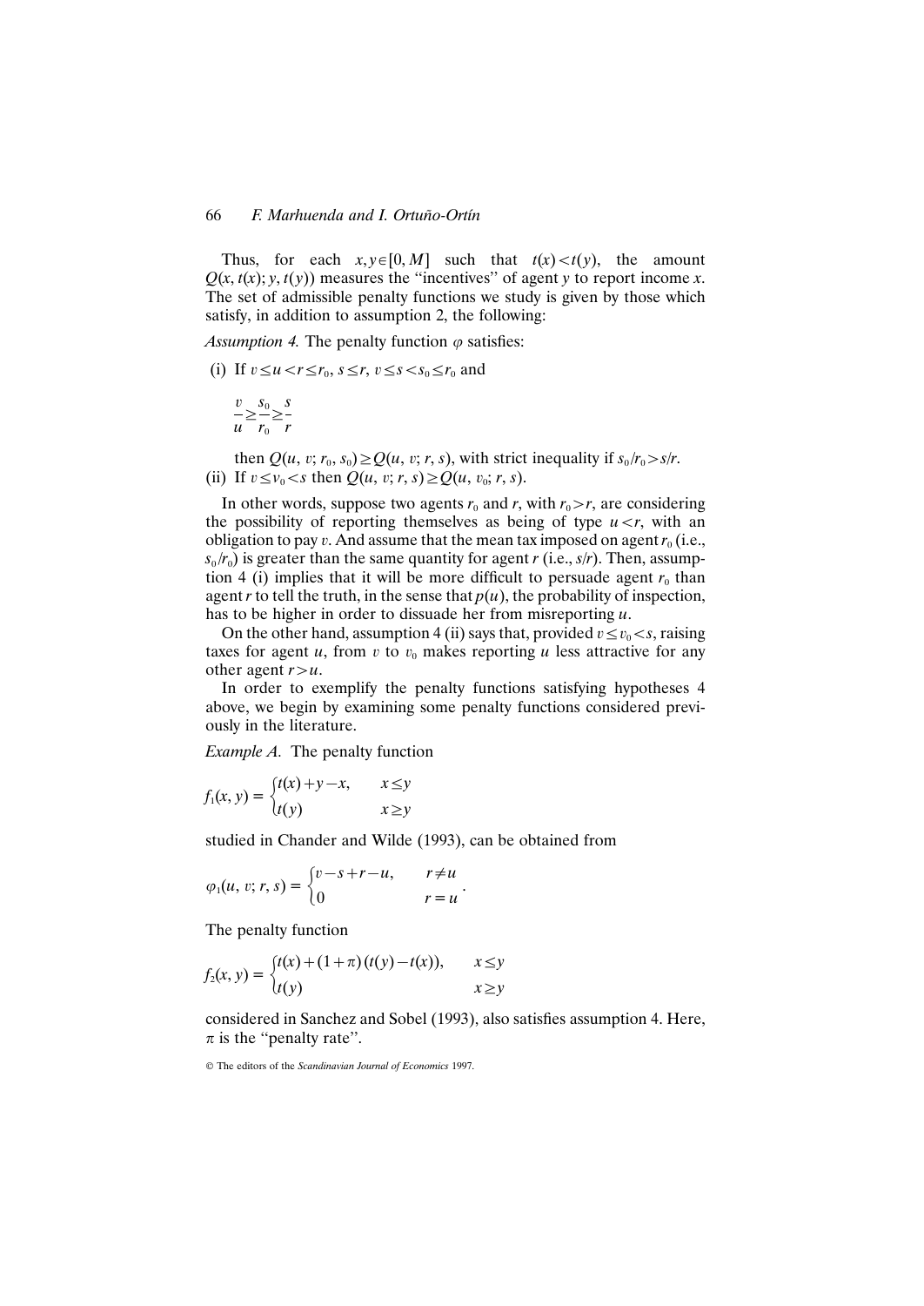Thus, for each $x, y \in [0, M]$ such that $t(x) < t(y)$, the amount $Q(x, t(x); y, t(y))$ measures the "incentives" of agent $y$ to report income $x$. The set of admissible penalty functions we study is given by those which satisfy, in addition to assumption 2, the following:

*Assumption 4.* The penalty function $\varphi$ satisfies:

(i) If $v \leq u < r \leq r_0$, $s \leq r$, $v \leq s < s_0 \leq r_0$ and

$$\frac{v}{u} \geq \frac{s_0}{r_0} \geq \frac{s}{r}$$

then $Q(u, v; r_0, s_0) \geq Q(u, v; r, s)$, with strict inequality if $s_0/r_0 > s/r$.

(ii) If $v \leq v_0 < s$ then $Q(u, v; r, s) \geq Q(u, v_0; r, s)$.

In other words, suppose two agents $r_0$ and $r$, with $r_0 > r$, are considering the possibility of reporting themselves as being of type $u < r$, with an obligation to pay $v$. And assume that the mean tax imposed on agent $r_0$ (i.e., $s_0/r_0$) is greater than the same quantity for agent $r$ (i.e., $s/r$). Then, assumption 4 (i) implies that it will be more difficult to persuade agent $r_0$ than agent $r$ to tell the truth, in the sense that $p(u)$, the probability of inspection, has to be higher in order to dissuade her from misreporting $u$.

On the other hand, assumption 4 (ii) says that, provided $v \leq v_0 < s$, raising taxes for agent $u$, from $v$ to $v_0$ makes reporting $u$ less attractive for any other agent $r > u$.

In order to exemplify the penalty functions satisfying hypotheses 4 above, we begin by examining some penalty functions considered previously in the literature.

*Example A.* The penalty function

$$f_1(x, y) = \begin{cases} t(x) + y - x, & x \leq y \\ t(y) & x \geq y \end{cases}$$

studied in Chander and Wilde (1993), can be obtained from

$$\varphi_1(u, v; r, s) = \begin{cases} v - s + r - u, & r \neq u \\ 0 & r = u \end{cases}.$$

The penalty function

$$f_2(x, y) = \begin{cases} t(x) + (1 + \pi)(t(y) - t(x)), & x \leq y \\ t(y) & x \geq y \end{cases}$$

considered in Sanchez and Sobel (1993), also satisfies assumption 4. Here, $\pi$ is the "penalty rate".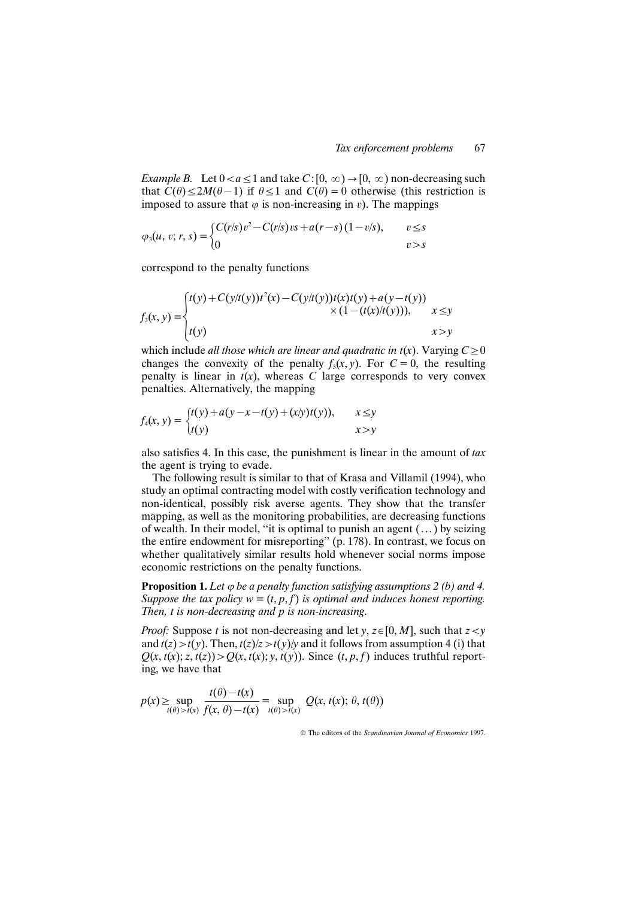*Example B.* Let $0 < a \leq 1$ and take $C : [0, \infty) \to [0, \infty)$ non-decreasing such that $C(\theta) \leq 2M(\theta - 1)$ if $\theta \leq 1$ and $C(\theta) = 0$ otherwise (this restriction is imposed to assure that $\varphi$ is non-increasing in $v$). The mappings

$$\varphi_3(u, v; r, s) = \begin{cases} C(r/s)v^2 - C(r/s)vs + a(r-s)(1 - v/s), & v \leq s \\ 0 & v > s \end{cases}$$

correspond to the penalty functions

$$f_3(x, y) = \begin{cases} t(y) + C(y/t(y))t^2(x) - C(y/t(y))t(x)t(y) + a(y - t(y)) \\ \qquad \times (1 - (t(x)/t(y))), & x \leq y \\ t(y) & x > y \end{cases}$$

which include *all those which are linear and quadratic in* $t(x)$. Varying $C \geq 0$ changes the convexity of the penalty $f_3(x, y)$. For $C = 0$, the resulting penalty is linear in $t(x)$, whereas $C$ large corresponds to very convex penalties. Alternatively, the mapping

$$f_4(x, y) = \begin{cases} t(y) + a(y - x - t(y) + (x/y)t(y)), & x \leq y \\ t(y) & x > y \end{cases}$$

also satisfies 4. In this case, the punishment is linear in the amount of *tax* the agent is trying to evade.

The following result is similar to that of Krasa and Villamil (1994), who study an optimal contracting model with costly verification technology and non-identical, possibly risk averse agents. They show that the transfer mapping, as well as the monitoring probabilities, are decreasing functions of wealth. In their model, "it is optimal to punish an agent (...) by seizing the entire endowment for misreporting" (p. 178). In contrast, we focus on whether qualitatively similar results hold whenever social norms impose economic restrictions on the penalty functions.

**Proposition 1.** *Let $\varphi$ be a penalty function satisfying assumptions 2 (b) and 4. Suppose the tax policy $w = (t, p, f)$ is optimal and induces honest reporting. Then, $t$ is non-decreasing and $p$ is non-increasing.*

*Proof:* Suppose $t$ is not non-decreasing and let $y, z \in [0, M]$, such that $z < y$ and $t(z) > t(y)$. Then, $t(z)/z > t(y)/y$ and it follows from assumption 4 (i) that $Q(x, t(x); z, t(z)) > Q(x, t(x); y, t(y))$. Since $(t, p, f)$ induces truthful reporting, we have that

$$p(x) \geq \sup_{t(\theta) > t(x)} \frac{t(\theta) - t(x)}{f(x, \theta) - t(x)} = \sup_{t(\theta) > t(x)} Q(x, t(x); \theta, t(\theta))$$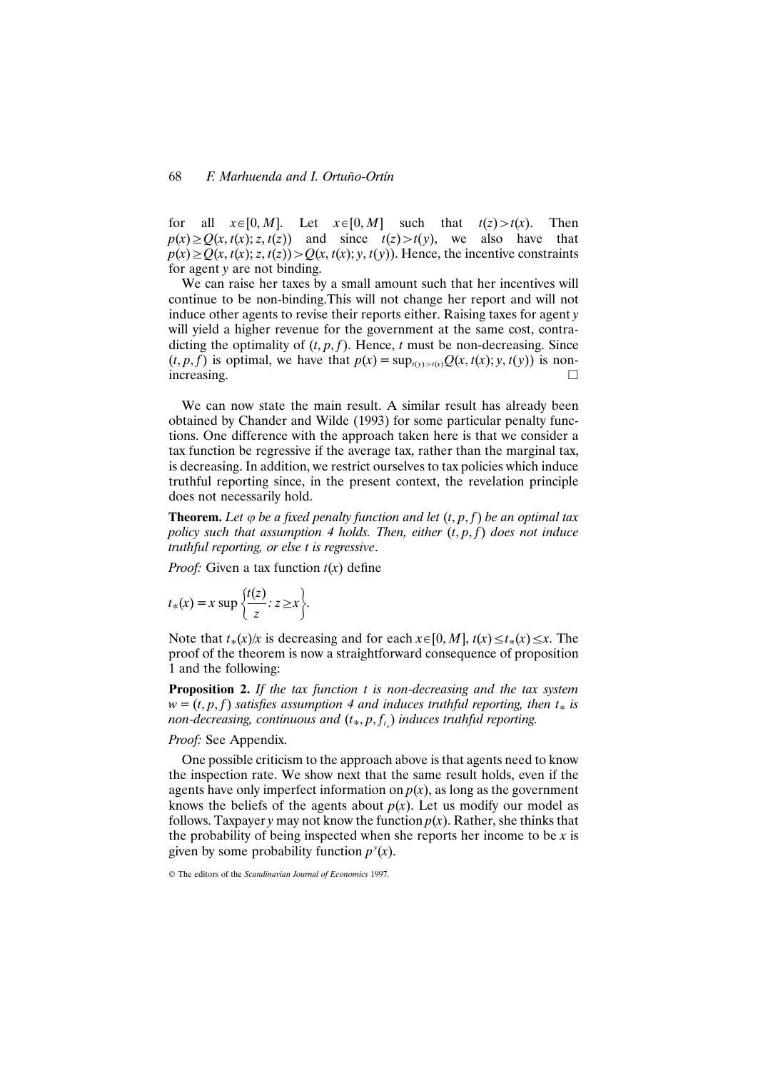for all $x \in [0, M]$. Let $x \in [0, M]$ such that $t(z) > t(x)$. Then $p(x) \geq Q(x, t(x); z, t(z))$ and since $t(z) > t(y)$, we also have that $p(x) \geq Q(x, t(x); z, t(z)) > Q(x, t(x); y, t(y))$. Hence, the incentive constraints for agent $y$ are not binding.

We can raise her taxes by a small amount such that her incentives will continue to be non-binding.This will not change her report and will not induce other agents to revise their reports either. Raising taxes for agent $y$ will yield a higher revenue for the government at the same cost, contradicting the optimality of $(t, p, f)$. Hence, $t$ must be non-decreasing. Since $(t, p, f)$ is optimal, we have that $p(x) = \sup_{t(y) > t(x)} Q(x, t(x); y, t(y))$ is non-increasing. □

We can now state the main result. A similar result has already been obtained by Chander and Wilde (1993) for some particular penalty functions. One difference with the approach taken here is that we consider a tax function be regressive if the average tax, rather than the marginal tax, is decreasing. In addition, we restrict ourselves to tax policies which induce truthful reporting since, in the present context, the revelation principle does not necessarily hold.

**Theorem.** *Let $\varphi$ be a fixed penalty function and let $(t, p, f)$ be an optimal tax policy such that assumption 4 holds. Then, either $(t, p, f)$ does not induce truthful reporting, or else $t$ is regressive*.

*Proof:* Given a tax function $t(x)$ define

$$t_*(x) = x \sup \left\{ \frac{t(z)}{z} : z \geq x \right\}.$$

Note that $t_*(x)/x$ is decreasing and for each $x \in [0, M]$, $t(x) \leq t_*(x) \leq x$. The proof of the theorem is now a straightforward consequence of proposition 1 and the following:

**Proposition 2.** *If the tax function $t$ is non-decreasing and the tax system $w = (t, p, f)$ satisfies assumption 4 and induces truthful reporting, then $t_*$ is non-decreasing, continuous and $(t_*, p, f_{t_*})$ induces truthful reporting.*

*Proof:* See Appendix.

One possible criticism to the approach above is that agents need to know the inspection rate. We show next that the same result holds, even if the agents have only imperfect information on $p(x)$, as long as the government knows the beliefs of the agents about $p(x)$. Let us modify our model as follows. Taxpayer $y$ may not know the function $p(x)$. Rather, she thinks that the probability of being inspected when she reports her income to be $x$ is given by some probability function $p^y(x)$.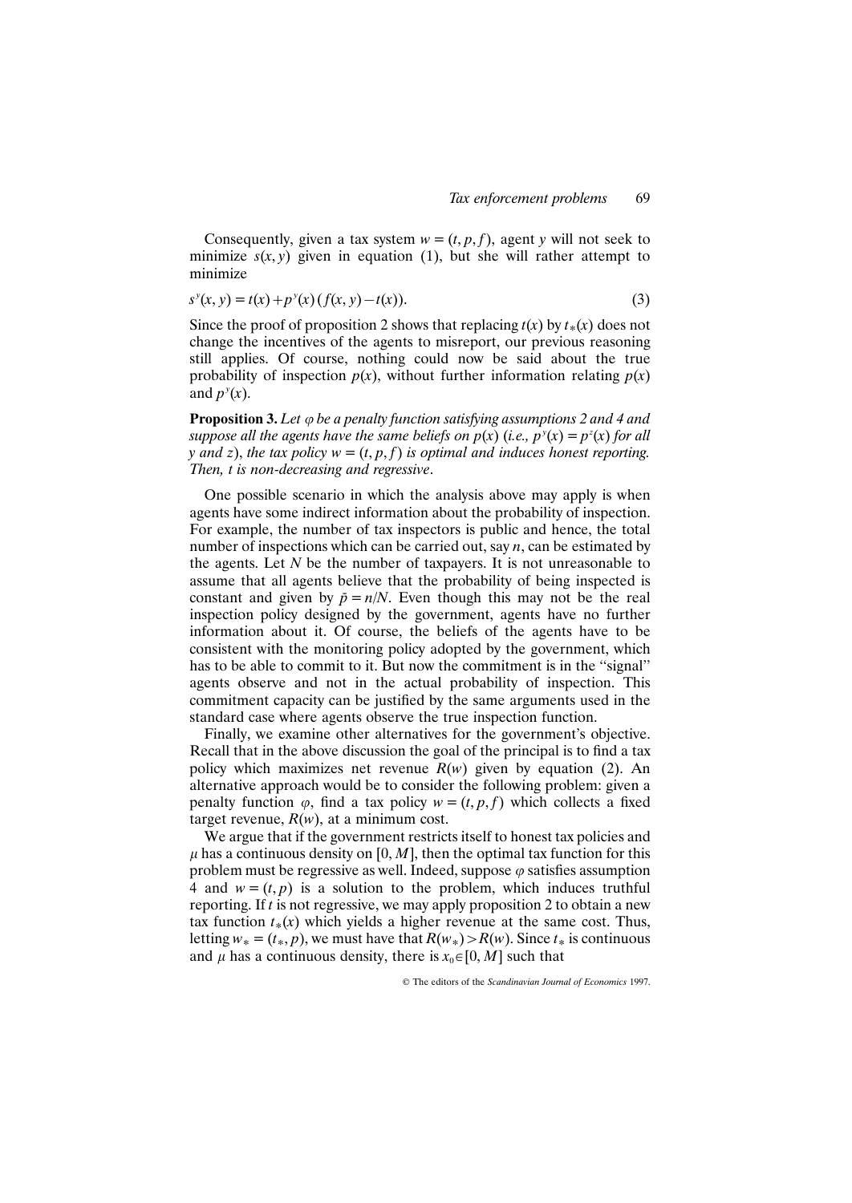Consequently, given a tax system $w = (t, p, f)$, agent $y$ will not seek to minimize $s(x, y)$ given in equation (1), but she will rather attempt to minimize

$$s^y(x, y) = t(x) + p^y(x)\,(f(x, y) - t(x)). \tag{3}$$

Since the proof of proposition 2 shows that replacing $t(x)$ by $t_*(x)$ does not change the incentives of the agents to misreport, our previous reasoning still applies. Of course, nothing could now be said about the true probability of inspection $p(x)$, without further information relating $p(x)$ and $p^y(x)$.

**Proposition 3.** *Let $\varphi$ be a penalty function satisfying assumptions 2 and 4 and suppose all the agents have the same beliefs on $p(x)$ (i.e., $p^y(x) = p^z(x)$ for all $y$ and $z$), the tax policy $w = (t, p, f)$ is optimal and induces honest reporting. Then, $t$ is non-decreasing and regressive*.

One possible scenario in which the analysis above may apply is when agents have some indirect information about the probability of inspection. For example, the number of tax inspectors is public and hence, the total number of inspections which can be carried out, say $n$, can be estimated by the agents. Let $N$ be the number of taxpayers. It is not unreasonable to assume that all agents believe that the probability of being inspected is constant and given by $\bar{p} = n/N$. Even though this may not be the real inspection policy designed by the government, agents have no further information about it. Of course, the beliefs of the agents have to be consistent with the monitoring policy adopted by the government, which has to be able to commit to it. But now the commitment is in the "signal" agents observe and not in the actual probability of inspection. This commitment capacity can be justified by the same arguments used in the standard case where agents observe the true inspection function.

Finally, we examine other alternatives for the government's objective. Recall that in the above discussion the goal of the principal is to find a tax policy which maximizes net revenue $R(w)$ given by equation (2). An alternative approach would be to consider the following problem: given a penalty function $\varphi$, find a tax policy $w = (t, p, f)$ which collects a fixed target revenue, $R(w)$, at a minimum cost.

We argue that if the government restricts itself to honest tax policies and $\mu$ has a continuous density on $[0, M]$, then the optimal tax function for this problem must be regressive as well. Indeed, suppose $\varphi$ satisfies assumption 4 and $w = (t, p)$ is a solution to the problem, which induces truthful reporting. If $t$ is not regressive, we may apply proposition 2 to obtain a new tax function $t_*(x)$ which yields a higher revenue at the same cost. Thus, letting $w_* = (t_*, p)$, we must have that $R(w_*) > R(w)$. Since $t_*$ is continuous and $\mu$ has a continuous density, there is $x_0 \in [0, M]$ such that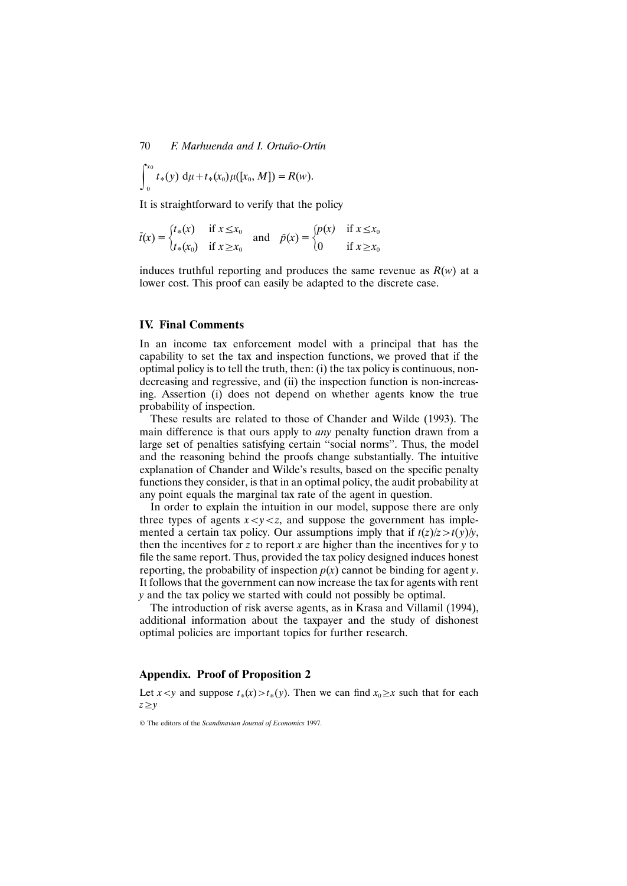$$\int_0^{x_0} t_*(y)\, d\mu + t_*(x_0)\mu([x_0, M]) = R(w).$$

It is straightforward to verify that the policy

$$\bar{t}(x) = \begin{cases} t_*(x) & \text{if } x \leq x_0 \\ t_*(x_0) & \text{if } x \geq x_0 \end{cases} \quad \text{and} \quad \bar{p}(x) = \begin{cases} p(x) & \text{if } x \leq x_0 \\ 0 & \text{if } x \geq x_0 \end{cases}$$

induces truthful reporting and produces the same revenue as $R(w)$ at a lower cost. This proof can easily be adapted to the discrete case.

## IV. Final Comments

In an income tax enforcement model with a principal that has the capability to set the tax and inspection functions, we proved that if the optimal policy is to tell the truth, then: (i) the tax policy is continuous, non-decreasing and regressive, and (ii) the inspection function is non-increasing. Assertion (i) does not depend on whether agents know the true probability of inspection.

These results are related to those of Chander and Wilde (1993). The main difference is that ours apply to *any* penalty function drawn from a large set of penalties satisfying certain "social norms". Thus, the model and the reasoning behind the proofs change substantially. The intuitive explanation of Chander and Wilde's results, based on the specific penalty functions they consider, is that in an optimal policy, the audit probability at any point equals the marginal tax rate of the agent in question.

In order to explain the intuition in our model, suppose there are only three types of agents $x < y < z$, and suppose the government has implemented a certain tax policy. Our assumptions imply that if $t(z)/z > t(y)/y$, then the incentives for $z$ to report $x$ are higher than the incentives for $y$ to file the same report. Thus, provided the tax policy designed induces honest reporting, the probability of inspection $p(x)$ cannot be binding for agent $y$. It follows that the government can now increase the tax for agents with rent $y$ and the tax policy we started with could not possibly be optimal.

The introduction of risk averse agents, as in Krasa and Villamil (1994), additional information about the taxpayer and the study of dishonest optimal policies are important topics for further research.

## Appendix. Proof of Proposition 2

Let $x < y$ and suppose $t_*(x) > t_*(y)$. Then we can find $x_0 \geq x$ such that for each $z \geq y$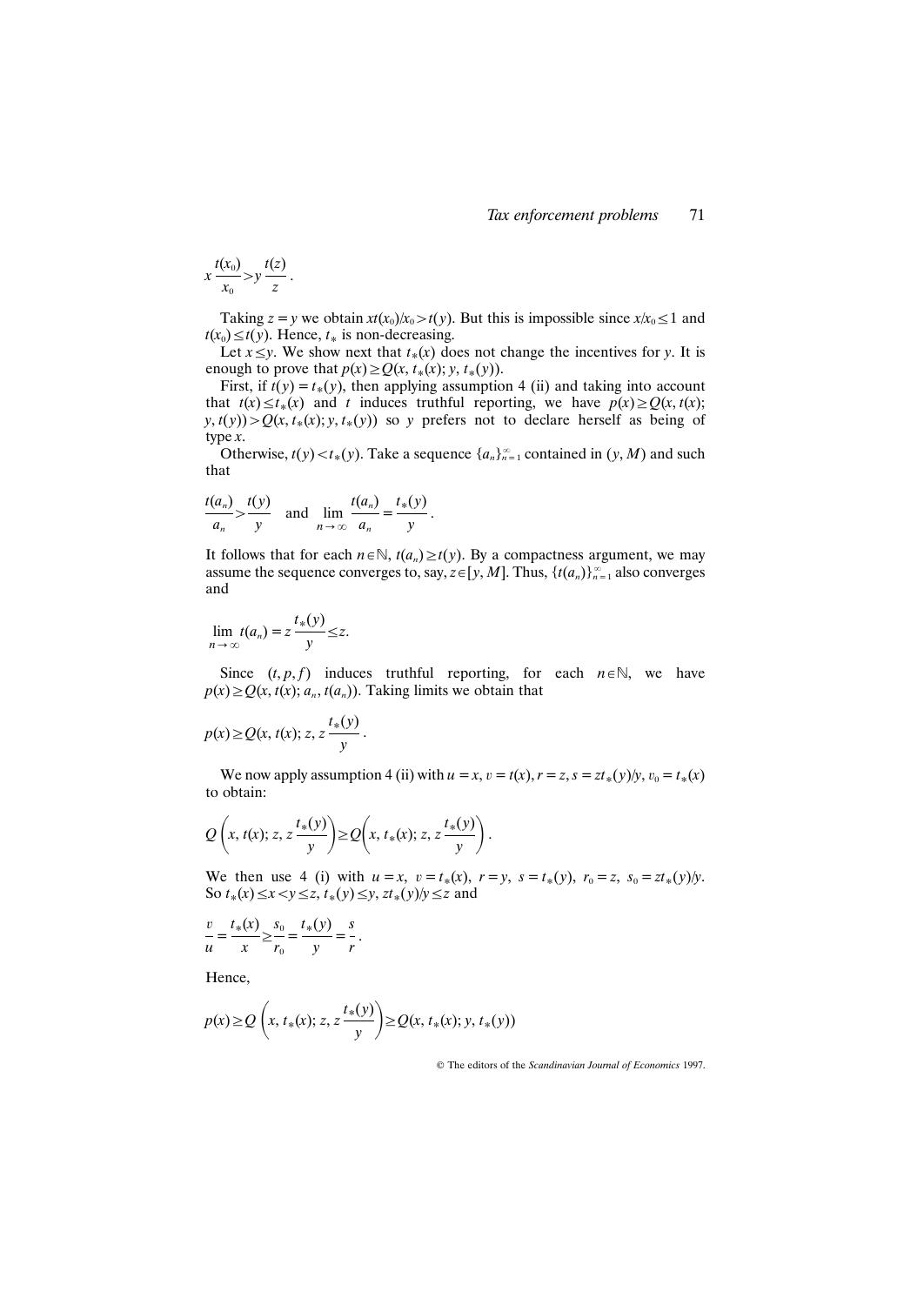$$x\frac{t(x_0)}{x_0} > y\frac{t(z)}{z}.$$

Taking $z = y$ we obtain $xt(x_0)/x_0 > t(y)$. But this is impossible since $x/x_0 \le 1$ and $t(x_0) \le t(y)$. Hence, $t_*$ is non-decreasing.

Let $x \le y$. We show next that $t_*(x)$ does not change the incentives for $y$. It is enough to prove that $p(x) \ge Q(x, t_*(x); y, t_*(y))$.

First, if $t(y) = t_*(y)$, then applying assumption 4 (ii) and taking into account that $t(x) \le t_*(x)$ and $t$ induces truthful reporting, we have $p(x) \ge Q(x, t(x); y, t(y)) > Q(x, t_*(x); y, t_*(y))$ so $y$ prefers not to declare herself as being of type $x$.

Otherwise, $t(y) < t_*(y)$. Take a sequence $\{a_n\}_{n=1}^{\infty}$ contained in $(y, M)$ and such that

$$\frac{t(a_n)}{a_n} > \frac{t(y)}{y} \quad \text{and} \quad \lim_{n\to\infty} \frac{t(a_n)}{a_n} = \frac{t_*(y)}{y}.$$

It follows that for each $n \in \mathbb{N}$, $t(a_n) \ge t(y)$. By a compactness argument, we may assume the sequence converges to, say, $z \in [y, M]$. Thus, $\{t(a_n)\}_{n=1}^{\infty}$ also converges and

$$\lim_{n\to\infty} t(a_n) = z\frac{t_*(y)}{y} \le z.$$

Since $(t, p, f)$ induces truthful reporting, for each $n \in \mathbb{N}$, we have $p(x) \ge Q(x, t(x); a_n, t(a_n))$. Taking limits we obtain that

$$p(x) \ge Q(x, t(x); z, z\frac{t_*(y)}{y}.$$

We now apply assumption 4 (ii) with $u = x, v = t(x), r = z, s = zt_*(y)/y, v_0 = t_*(x)$ to obtain:

$$Q\left(x, t(x); z, z\frac{t_*(y)}{y}\right) \ge Q\left(x, t_*(x); z, z\frac{t_*(y)}{y}\right).$$

We then use 4 (i) with $u = x$, $v = t_*(x)$, $r = y$, $s = t_*(y)$, $r_0 = z$, $s_0 = zt_*(y)/y$. So $t_*(x) \le x < y \le z$, $t_*(y) \le y$, $zt_*(y)/y \le z$ and

$$\frac{v}{u} = \frac{t_*(x)}{x} \ge \frac{s_0}{r_0} = \frac{t_*(y)}{y} = \frac{s}{r}.$$

Hence,

$$p(x) \ge Q\left(x, t_*(x); z, z\frac{t_*(y)}{y}\right) \ge Q(x, t_*(x); y, t_*(y))$$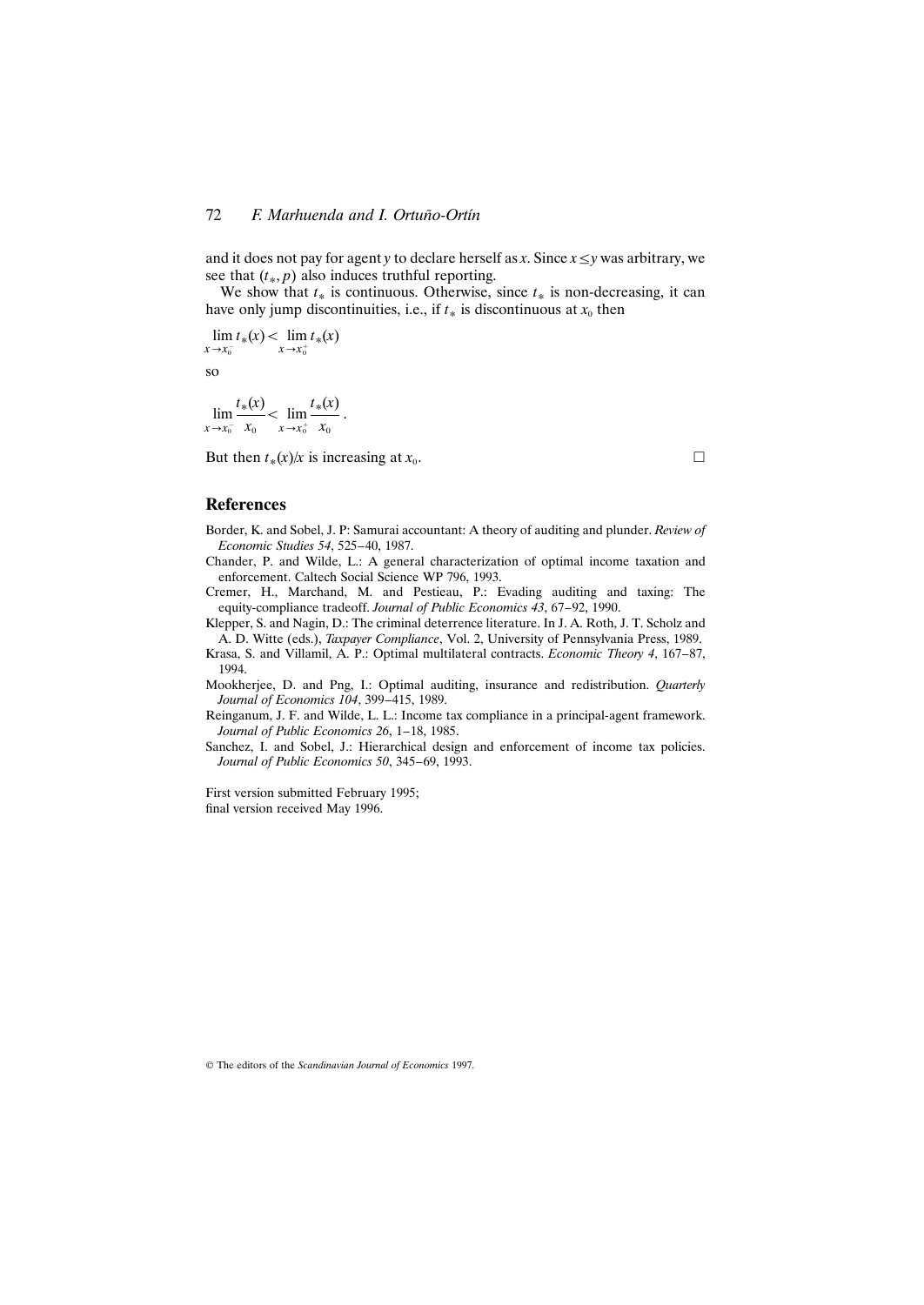and it does not pay for agent $y$ to declare herself as $x$. Since $x \leq y$ was arbitrary, we see that $(t_*, p)$ also induces truthful reporting.

We show that $t_*$ is continuous. Otherwise, since $t_*$ is non-decreasing, it can have only jump discontinuities, i.e., if $t_*$ is discontinuous at $x_0$ then

$$\lim_{x \to x_0^-} t_*(x) < \lim_{x \to x_0^+} t_*(x)$$

so

$$\lim_{x \to x_0^-} \frac{t_*(x)}{x_0} < \lim_{x \to x_0^+} \frac{t_*(x)}{x_0}.$$

But then $t_*(x)/x$ is increasing at $x_0$. □

## References

Border, K. and Sobel, J. P: Samurai accountant: A theory of auditing and plunder. *Review of Economic Studies 54*, 525–40, 1987.

Chander, P. and Wilde, L.: A general characterization of optimal income taxation and enforcement. Caltech Social Science WP 796, 1993.

Cremer, H., Marchand, M. and Pestieau, P.: Evading auditing and taxing: The equity-compliance tradeoff. *Journal of Public Economics 43*, 67–92, 1990.

Klepper, S. and Nagin, D.: The criminal deterrence literature. In J. A. Roth, J. T. Scholz and A. D. Witte (eds.), *Taxpayer Compliance*, Vol. 2, University of Pennsylvania Press, 1989.

Krasa, S. and Villamil, A. P.: Optimal multilateral contracts. *Economic Theory 4*, 167–87, 1994.

Mookherjee, D. and Png, I.: Optimal auditing, insurance and redistribution. *Quarterly Journal of Economics 104*, 399–415, 1989.

Reinganum, J. F. and Wilde, L. L.: Income tax compliance in a principal-agent framework. *Journal of Public Economics 26*, 1–18, 1985.

Sanchez, I. and Sobel, J.: Hierarchical design and enforcement of income tax policies. *Journal of Public Economics 50*, 345–69, 1993.

First version submitted February 1995;
final version received May 1996.